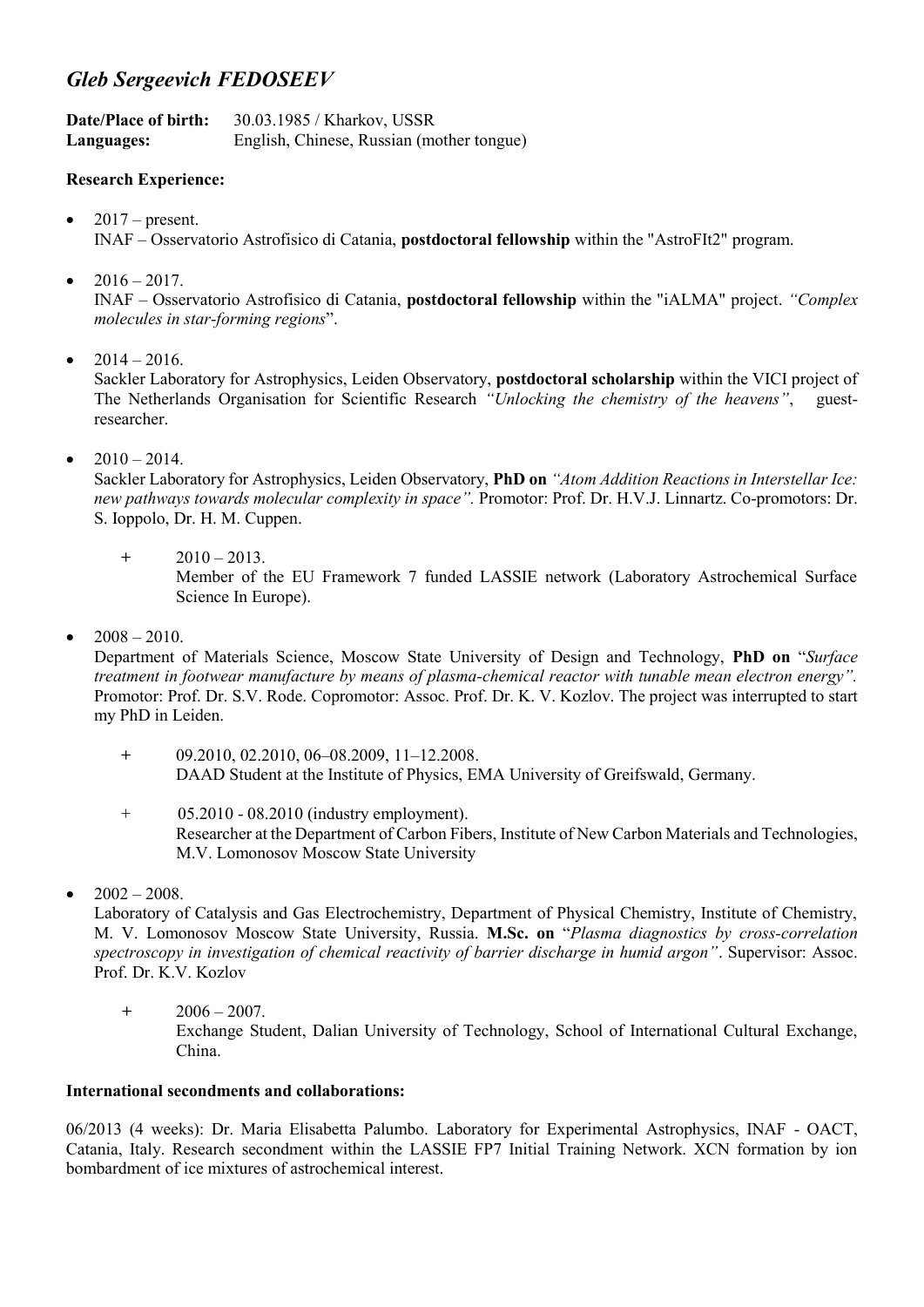# *Gleb Sergeevich FEDOSEEV*

**Date/Place of birth:** 30.03.1985 / Kharkov, USSR
**Languages:** English, Chinese, Russian (mother tongue)

**Research Experience:**

- 2017 – present.
  INAF – Osservatorio Astrofisico di Catania, **postdoctoral fellowship** within the "AstroFIt2" program.

- 2016 – 2017.
  INAF – Osservatorio Astrofisico di Catania, **postdoctoral fellowship** within the "iALMA" project. *"Complex molecules in star-forming regions*".

- 2014 – 2016.
  Sackler Laboratory for Astrophysics, Leiden Observatory, **postdoctoral scholarship** within the VICI project of The Netherlands Organisation for Scientific Research *"Unlocking the chemistry of the heavens"*, guest-researcher.

- 2010 – 2014.
  Sackler Laboratory for Astrophysics, Leiden Observatory, **PhD on** *"Atom Addition Reactions in Interstellar Ice: new pathways towards molecular complexity in space".* Promotor: Prof. Dr. H.V.J. Linnartz. Co-promotors: Dr. S. Ioppolo, Dr. H. M. Cuppen.

  + 2010 – 2013.
    Member of the EU Framework 7 funded LASSIE network (Laboratory Astrochemical Surface Science In Europe).

- 2008 – 2010.
  Department of Materials Science, Moscow State University of Design and Technology, **PhD on** "*Surface treatment in footwear manufacture by means of plasma-chemical reactor with tunable mean electron energy".* Promotor: Prof. Dr. S.V. Rode. Copromotor: Assoc. Prof. Dr. K. V. Kozlov. The project was interrupted to start my PhD in Leiden.

  + 09.2010, 02.2010, 06–08.2009, 11–12.2008.
    DAAD Student at the Institute of Physics, EMA University of Greifswald, Germany.

  + 05.2010 - 08.2010 (industry employment).
    Researcher at the Department of Carbon Fibers, Institute of New Carbon Materials and Technologies, M.V. Lomonosov Moscow State University

- 2002 – 2008.
  Laboratory of Catalysis and Gas Electrochemistry, Department of Physical Chemistry, Institute of Chemistry, M. V. Lomonosov Moscow State University, Russia. **M.Sc. on** "*Plasma diagnostics by cross-correlation spectroscopy in investigation of chemical reactivity of barrier discharge in humid argon"*. Supervisor: Assoc. Prof. Dr. K.V. Kozlov

  + 2006 – 2007.
    Exchange Student, Dalian University of Technology, School of International Cultural Exchange, China.

**International secondments and collaborations:**

06/2013 (4 weeks): Dr. Maria Elisabetta Palumbo. Laboratory for Experimental Astrophysics, INAF - OACT, Catania, Italy. Research secondment within the LASSIE FP7 Initial Training Network. XCN formation by ion bombardment of ice mixtures of astrochemical interest.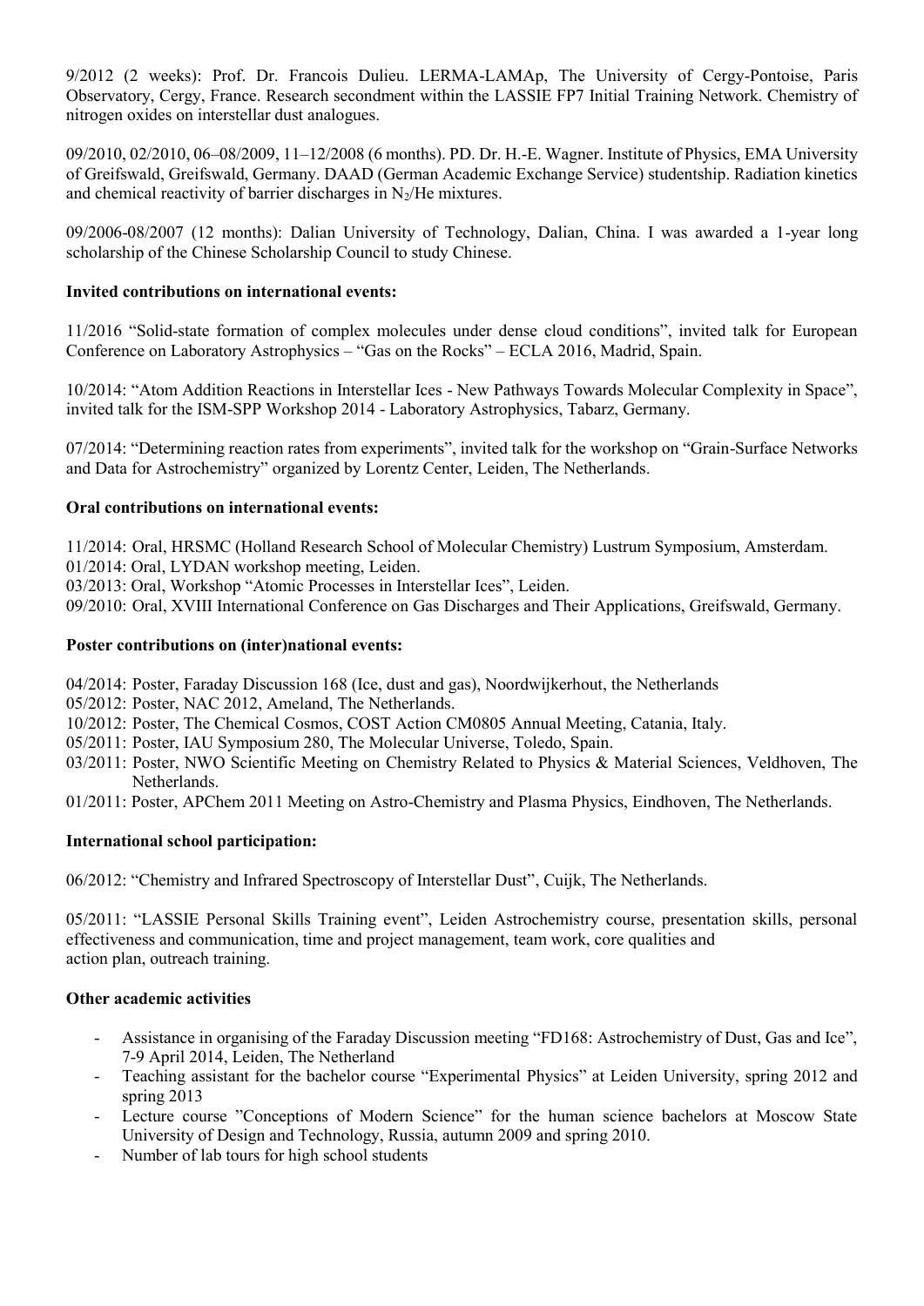9/2012 (2 weeks): Prof. Dr. Francois Dulieu. LERMA-LAMAp, The University of Cergy-Pontoise, Paris Observatory, Cergy, France. Research secondment within the LASSIE FP7 Initial Training Network. Chemistry of nitrogen oxides on interstellar dust analogues.

09/2010, 02/2010, 06–08/2009, 11–12/2008 (6 months). PD. Dr. H.-E. Wagner. Institute of Physics, EMA University of Greifswald, Greifswald, Germany. DAAD (German Academic Exchange Service) studentship. Radiation kinetics and chemical reactivity of barrier discharges in $N_2$/He mixtures.

09/2006-08/2007 (12 months): Dalian University of Technology, Dalian, China. I was awarded a 1-year long scholarship of the Chinese Scholarship Council to study Chinese.

**Invited contributions on international events:**

11/2016 "Solid-state formation of complex molecules under dense cloud conditions", invited talk for European Conference on Laboratory Astrophysics – "Gas on the Rocks" – ECLA 2016, Madrid, Spain.

10/2014: "Atom Addition Reactions in Interstellar Ices - New Pathways Towards Molecular Complexity in Space", invited talk for the ISM-SPP Workshop 2014 - Laboratory Astrophysics, Tabarz, Germany.

07/2014: "Determining reaction rates from experiments", invited talk for the workshop on "Grain-Surface Networks and Data for Astrochemistry" organized by Lorentz Center, Leiden, The Netherlands.

**Oral contributions on international events:**

11/2014: Oral, HRSMC (Holland Research School of Molecular Chemistry) Lustrum Symposium, Amsterdam.
01/2014: Oral, LYDAN workshop meeting, Leiden.
03/2013: Oral, Workshop "Atomic Processes in Interstellar Ices", Leiden.
09/2010: Oral, XVIII International Conference on Gas Discharges and Their Applications, Greifswald, Germany.

**Poster contributions on (inter)national events:**

04/2014: Poster, Faraday Discussion 168 (Ice, dust and gas), Noordwijkerhout, the Netherlands
05/2012: Poster, NAC 2012, Ameland, The Netherlands.
10/2012: Poster, The Chemical Cosmos, COST Action CM0805 Annual Meeting, Catania, Italy.
05/2011: Poster, IAU Symposium 280, The Molecular Universe, Toledo, Spain.
03/2011: Poster, NWO Scientific Meeting on Chemistry Related to Physics & Material Sciences, Veldhoven, The Netherlands.
01/2011: Poster, APChem 2011 Meeting on Astro-Chemistry and Plasma Physics, Eindhoven, The Netherlands.

**International school participation:**

06/2012: "Chemistry and Infrared Spectroscopy of Interstellar Dust", Cuijk, The Netherlands.

05/2011: "LASSIE Personal Skills Training event", Leiden Astrochemistry course, presentation skills, personal effectiveness and communication, time and project management, team work, core qualities and action plan, outreach training.

**Other academic activities**

- Assistance in organising of the Faraday Discussion meeting "FD168: Astrochemistry of Dust, Gas and Ice", 7-9 April 2014, Leiden, The Netherland
- Teaching assistant for the bachelor course "Experimental Physics" at Leiden University, spring 2012 and spring 2013
- Lecture course "Conceptions of Modern Science" for the human science bachelors at Moscow State University of Design and Technology, Russia, autumn 2009 and spring 2010.
- Number of lab tours for high school students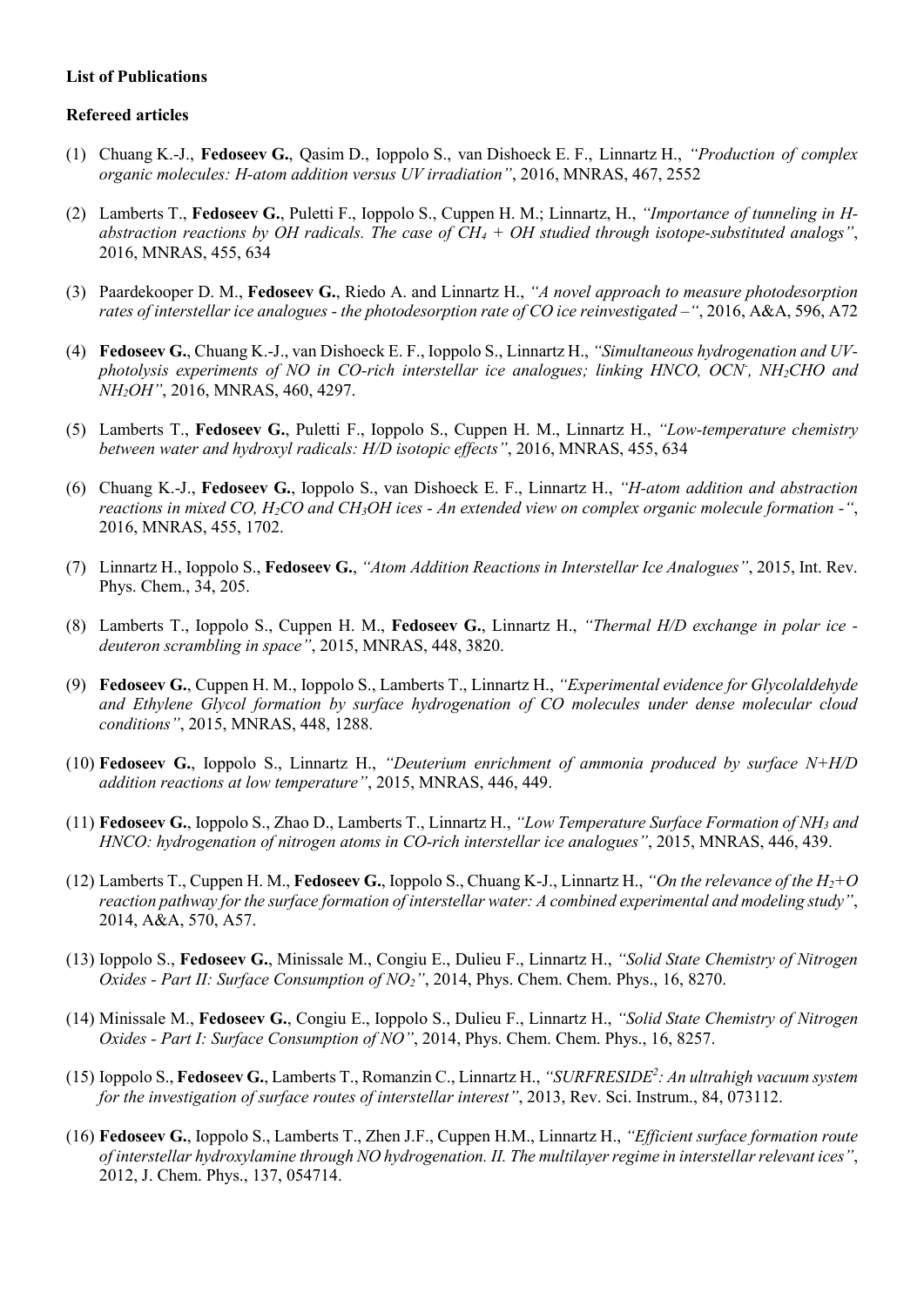**List of Publications**

**Refereed articles**

(1) Chuang K.-J., **Fedoseev G.**, Qasim D., Ioppolo S., van Dishoeck E. F., Linnartz H., *"Production of complex organic molecules: H-atom addition versus UV irradiation"*, 2016, MNRAS, 467, 2552

(2) Lamberts T., **Fedoseev G.**, Puletti F., Ioppolo S., Cuppen H. M.; Linnartz, H., *"Importance of tunneling in H-abstraction reactions by OH radicals. The case of $CH_4$ + OH studied through isotope-substituted analogs"*, 2016, MNRAS, 455, 634

(3) Paardekooper D. M., **Fedoseev G.**, Riedo A. and Linnartz H., *"A novel approach to measure photodesorption rates of interstellar ice analogues - the photodesorption rate of CO ice reinvestigated –"*, 2016, A&A, 596, A72

(4) **Fedoseev G.**, Chuang K.-J., van Dishoeck E. F., Ioppolo S., Linnartz H., *"Simultaneous hydrogenation and UV-photolysis experiments of NO in CO-rich interstellar ice analogues; linking HNCO, $OCN^-$, $NH_2CHO$ and $NH_2OH$"*, 2016, MNRAS, 460, 4297.

(5) Lamberts T., **Fedoseev G.**, Puletti F., Ioppolo S., Cuppen H. M., Linnartz H., *"Low-temperature chemistry between water and hydroxyl radicals: H/D isotopic effects"*, 2016, MNRAS, 455, 634

(6) Chuang K.-J., **Fedoseev G.**, Ioppolo S., van Dishoeck E. F., Linnartz H., *"H-atom addition and abstraction reactions in mixed CO, $H_2CO$ and $CH_3OH$ ices - An extended view on complex organic molecule formation -"*, 2016, MNRAS, 455, 1702.

(7) Linnartz H., Ioppolo S., **Fedoseev G.**, *"Atom Addition Reactions in Interstellar Ice Analogues"*, 2015, Int. Rev. Phys. Chem., 34, 205.

(8) Lamberts T., Ioppolo S., Cuppen H. M., **Fedoseev G.**, Linnartz H., *"Thermal H/D exchange in polar ice - deuteron scrambling in space"*, 2015, MNRAS, 448, 3820.

(9) **Fedoseev G.**, Cuppen H. M., Ioppolo S., Lamberts T., Linnartz H., *"Experimental evidence for Glycolaldehyde and Ethylene Glycol formation by surface hydrogenation of CO molecules under dense molecular cloud conditions"*, 2015, MNRAS, 448, 1288.

(10) **Fedoseev G.**, Ioppolo S., Linnartz H., *"Deuterium enrichment of ammonia produced by surface N+H/D addition reactions at low temperature"*, 2015, MNRAS, 446, 449.

(11) **Fedoseev G.**, Ioppolo S., Zhao D., Lamberts T., Linnartz H., *"Low Temperature Surface Formation of $NH_3$ and HNCO: hydrogenation of nitrogen atoms in CO-rich interstellar ice analogues"*, 2015, MNRAS, 446, 439.

(12) Lamberts T., Cuppen H. M., **Fedoseev G.**, Ioppolo S., Chuang K-J., Linnartz H., *"On the relevance of the $H_2$+O reaction pathway for the surface formation of interstellar water: A combined experimental and modeling study"*, 2014, A&A, 570, A57.

(13) Ioppolo S., **Fedoseev G.**, Minissale M., Congiu E., Dulieu F., Linnartz H., *"Solid State Chemistry of Nitrogen Oxides - Part II: Surface Consumption of $NO_2$"*, 2014, Phys. Chem. Chem. Phys., 16, 8270.

(14) Minissale M., **Fedoseev G.**, Congiu E., Ioppolo S., Dulieu F., Linnartz H., *"Solid State Chemistry of Nitrogen Oxides - Part I: Surface Consumption of NO"*, 2014, Phys. Chem. Chem. Phys., 16, 8257.

(15) Ioppolo S., **Fedoseev G.**, Lamberts T., Romanzin C., Linnartz H., *"SURFRESIDE$^2$: An ultrahigh vacuum system for the investigation of surface routes of interstellar interest"*, 2013, Rev. Sci. Instrum., 84, 073112.

(16) **Fedoseev G.**, Ioppolo S., Lamberts T., Zhen J.F., Cuppen H.M., Linnartz H., *"Efficient surface formation route of interstellar hydroxylamine through NO hydrogenation. II. The multilayer regime in interstellar relevant ices"*, 2012, J. Chem. Phys., 137, 054714.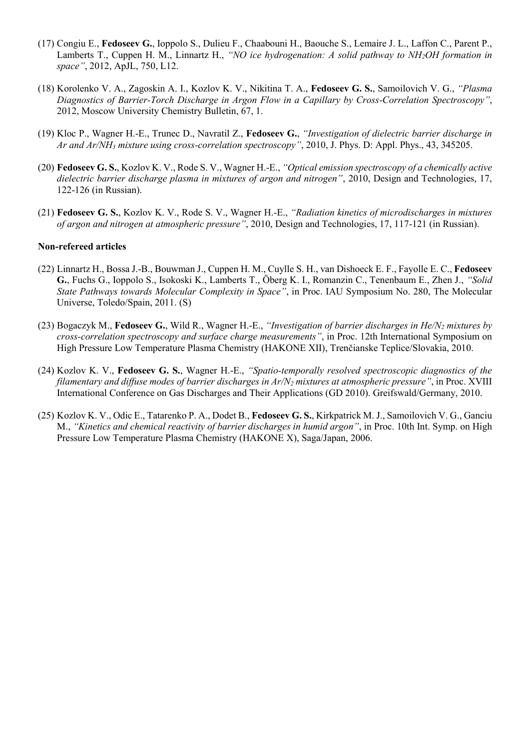(17) Congiu E., **Fedoseev G.**, Ioppolo S., Dulieu F., Chaabouni H., Baouche S., Lemaire J. L., Laffon C., Parent P., Lamberts T., Cuppen H. M., Linnartz H., *"NO ice hydrogenation: A solid pathway to $NH_2OH$ formation in space"*, 2012, ApJL, 750, L12.

(18) Korolenko V. A., Zagoskin A. I., Kozlov K. V., Nikitina T. A., **Fedoseev G. S.**, Samoilovich V. G., *"Plasma Diagnostics of Barrier-Torch Discharge in Argon Flow in a Capillary by Cross-Correlation Spectroscopy"*, 2012, Moscow University Chemistry Bulletin, 67, 1.

(19) Kloc P., Wagner H.-E., Trunec D., Navratil Z., **Fedoseev G.**, *"Investigation of dielectric barrier discharge in Ar and Ar/$NH_3$ mixture using cross-correlation spectroscopy"*, 2010, J. Phys. D: Appl. Phys., 43, 345205.

(20) **Fedoseev G. S.**, Kozlov K. V., Rode S. V., Wagner H.-E., *"Optical emission spectroscopy of a chemically active dielectric barrier discharge plasma in mixtures of argon and nitrogen"*, 2010, Design and Technologies, 17, 122-126 (in Russian).

(21) **Fedoseev G. S.**, Kozlov K. V., Rode S. V., Wagner H.-E., *"Radiation kinetics of microdischarges in mixtures of argon and nitrogen at atmospheric pressure"*, 2010, Design and Technologies, 17, 117-121 (in Russian).

**Non-refereed articles**

(22) Linnartz H., Bossa J.-B., Bouwman J., Cuppen H. M., Cuylle S. H., van Dishoeck E. F., Fayolle E. C., **Fedoseev G.**, Fuchs G., Ioppolo S., Isokoski K., Lamberts T., Öberg K. I., Romanzin C., Tenenbaum E., Zhen J., *"Solid State Pathways towards Molecular Complexity in Space"*, in Proc. IAU Symposium No. 280, The Molecular Universe, Toledo/Spain, 2011. (S)

(23) Bogaczyk M., **Fedoseev G.**, Wild R., Wagner H.-E., *"Investigation of barrier discharges in He/$N_2$ mixtures by cross-correlation spectroscopy and surface charge measurements"*, in Proc. 12th International Symposium on High Pressure Low Temperature Plasma Chemistry (HAKONE XII), Trenčianske Teplice/Slovakia, 2010.

(24) Kozlov K. V., **Fedoseev G. S.**, Wagner H.-E., *"Spatio-temporally resolved spectroscopic diagnostics of the filamentary and diffuse modes of barrier discharges in Ar/$N_2$ mixtures at atmospheric pressure"*, in Proc. XVIII International Conference on Gas Discharges and Their Applications (GD 2010). Greifswald/Germany, 2010.

(25) Kozlov K. V., Odic E., Tatarenko P. A., Dodet B., **Fedoseev G. S.**, Kirkpatrick M. J., Samoilovich V. G., Ganciu M., *"Kinetics and chemical reactivity of barrier discharges in humid argon"*, in Proc. 10th Int. Symp. on High Pressure Low Temperature Plasma Chemistry (HAKONE X), Saga/Japan, 2006.